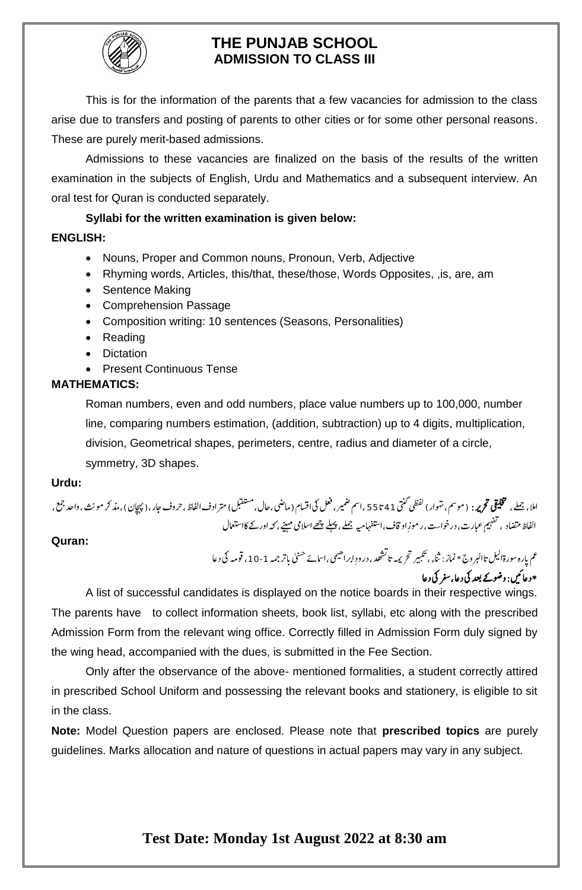# THE PUNJAB SCHOOL
## ADMISSION TO CLASS III

This is for the information of the parents that a few vacancies for admission to the class arise due to transfers and posting of parents to other cities or for some other personal reasons. These are purely merit-based admissions.

Admissions to these vacancies are finalized on the basis of the results of the written examination in the subjects of English, Urdu and Mathematics and a subsequent interview. An oral test for Quran is conducted separately.

**Syllabi for the written examination is given below:**

**ENGLISH:**

- Nouns, Proper and Common nouns, Pronoun, Verb, Adjective
- Rhyming words, Articles, this/that, these/those, Words Opposites, ,is, are, am
- Sentence Making
- Comprehension Passage
- Composition writing: 10 sentences (Seasons, Personalities)
- Reading
- Dictation
- Present Continuous Tense

**MATHEMATICS:**

Roman numbers, even and odd numbers, place value numbers up to 100,000, number line, comparing numbers estimation, (addition, subtraction) up to 4 digits, multiplication, division, Geometrical shapes, perimeters, centre, radius and diameter of a circle, symmetry, 3D shapes.

**Urdu:**

املا، جملے، **تخلیقی تحریر:** (موسم، تہوار) لفظی گنتی 41 تا 55، اسم ضمیر، فعل کی اقسام (ماضی، حال، مستقبل) مترادف الفاظ، حروف جار، (پہچان)، مذکر مونث، واحد جمع، الفاظ متضاد، تفہیم عبارت، درخواست، رموزِ اوقاف، استفہامیہ جملے، پہلے چھے اسلامی مہینے، کہ اور کے کا استعمال

**Quran:**

عم پارہ سورۃ الیل تا البروج * نماز: ثناء، تکبیر تحریمہ تا تشہد، درودِ ابراھیمی، اسمائے حسنیٰ با ترجمہ 1-10، قومہ کی دعا

**\*دعائیں: وضو کے بعد کی دعا، سفر کی دعا**

A list of successful candidates is displayed on the notice boards in their respective wings. The parents have to collect information sheets, book list, syllabi, etc along with the prescribed Admission Form from the relevant wing office. Correctly filled in Admission Form duly signed by the wing head, accompanied with the dues, is submitted in the Fee Section.

Only after the observance of the above- mentioned formalities, a student correctly attired in prescribed School Uniform and possessing the relevant books and stationery, is eligible to sit in the class.

**Note:** Model Question papers are enclosed. Please note that **prescribed topics** are purely guidelines. Marks allocation and nature of questions in actual papers may vary in any subject.

**Test Date: Monday 1st August 2022 at 8:30 am**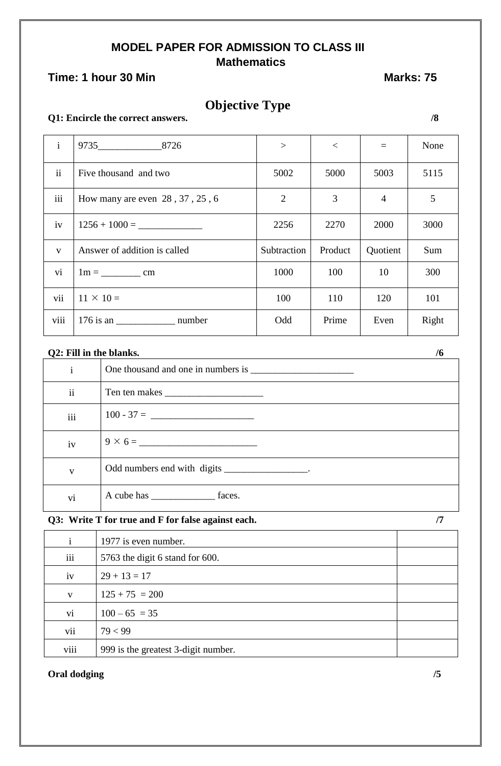**MODEL PAPER FOR ADMISSION TO CLASS III**

**Mathematics**

**Time: 1 hour 30 Min** **Marks: 75**

## Objective Type

**Q1: Encircle the correct answers.** **/8**

| | | | | | |
|---|---|---|---|---|---|
| i | 9735_____________8726 | > | < | = | None |
| ii | Five thousand and two | 5002 | 5000 | 5003 | 5115 |
| iii | How many are even 28 , 37 , 25 , 6 | 2 | 3 | 4 | 5 |
| iv | 1256 + 1000 = _____________ | 2256 | 2270 | 2000 | 3000 |
| v | Answer of addition is called | Subtraction | Product | Quotient | Sum |
| vi | 1m = ________ cm | 1000 | 100 | 10 | 300 |
| vii | $11 \times 10 =$ | 100 | 110 | 120 | 101 |
| viii | 176 is an ____________ number | Odd | Prime | Even | Right |

**Q2: Fill in the blanks.** **/6**

| | |
|---|---|
| i | One thousand and one in numbers is _____________________ |
| ii | Ten ten makes ____________________ |
| iii | 100 - 37 = _____________________ |
| iv | $9 \times 6 =$ ________________________ |
| v | Odd numbers end with digits _________________. |
| vi | A cube has _____________ faces. |

**Q3: Write T for true and F for false against each.** **/7**

| | | |
|---|---|---|
| i | 1977 is even number. | |
| iii | 5763 the digit 6 stand for 600. | |
| iv | 29 + 13 = 17 | |
| v | 125 + 75 = 200 | |
| vi | 100 – 65 = 35 | |
| vii | 79 < 99 | |
| viii | 999 is the greatest 3-digit number. | |

**Oral dodging** **/5**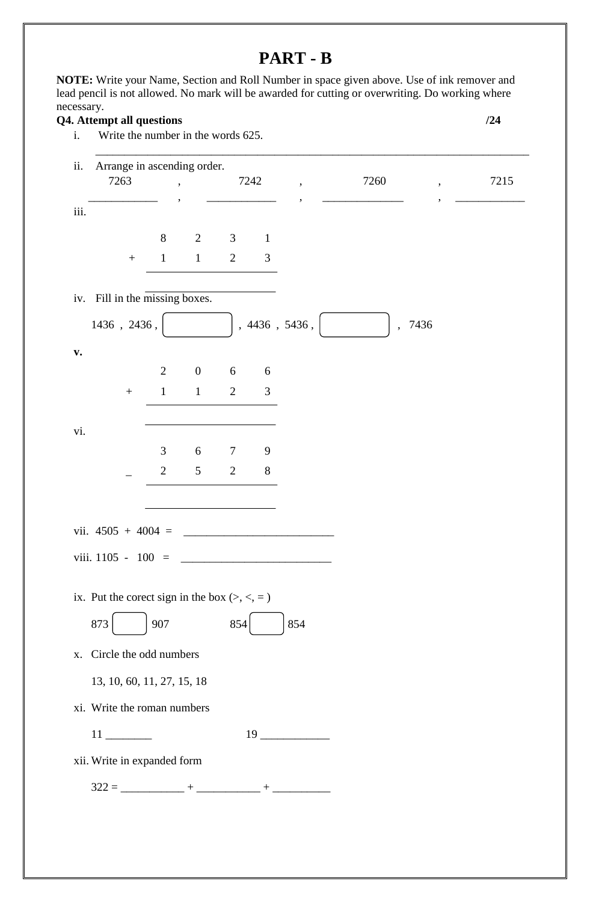# PART - B

**NOTE:** Write your Name, Section and Roll Number in space given above. Use of ink remover and lead pencil is not allowed. No mark will be awarded for cutting or overwriting. Do working where necessary.

**Q4. Attempt all questions** **/24**

i. Write the number in the words 625.

______________________________________________________________________________

ii. Arrange in ascending order.

7263 , 7242 , 7260 , 7215

____________ , ____________ , ______________ , ____________

iii.

```
     8   2   3   1
+    1   1   2   3
  ________________

  ________________
```

iv. Fill in the missing boxes.

1436 , 2436 , [ ] , 4436 , 5436 , [ ] , 7436

**v.**

```
     2   0   6   6
+    1   1   2   3
  ________________

  ________________
```

vi.

```
     3   6   7   9
_    2   5   2   8
  ________________

  ________________
```

vii. 4505 + 4004 = __________________________

viii. 1105 - 100 = __________________________

ix. Put the corect sign in the box (>, <, = )

873 [ ] 907 854 [ ] 854

x. Circle the odd numbers

13, 10, 60, 11, 27, 15, 18

xi. Write the roman numbers

11 ________ 19 ____________

xii. Write in expanded form

322 = ___________ + ___________ + __________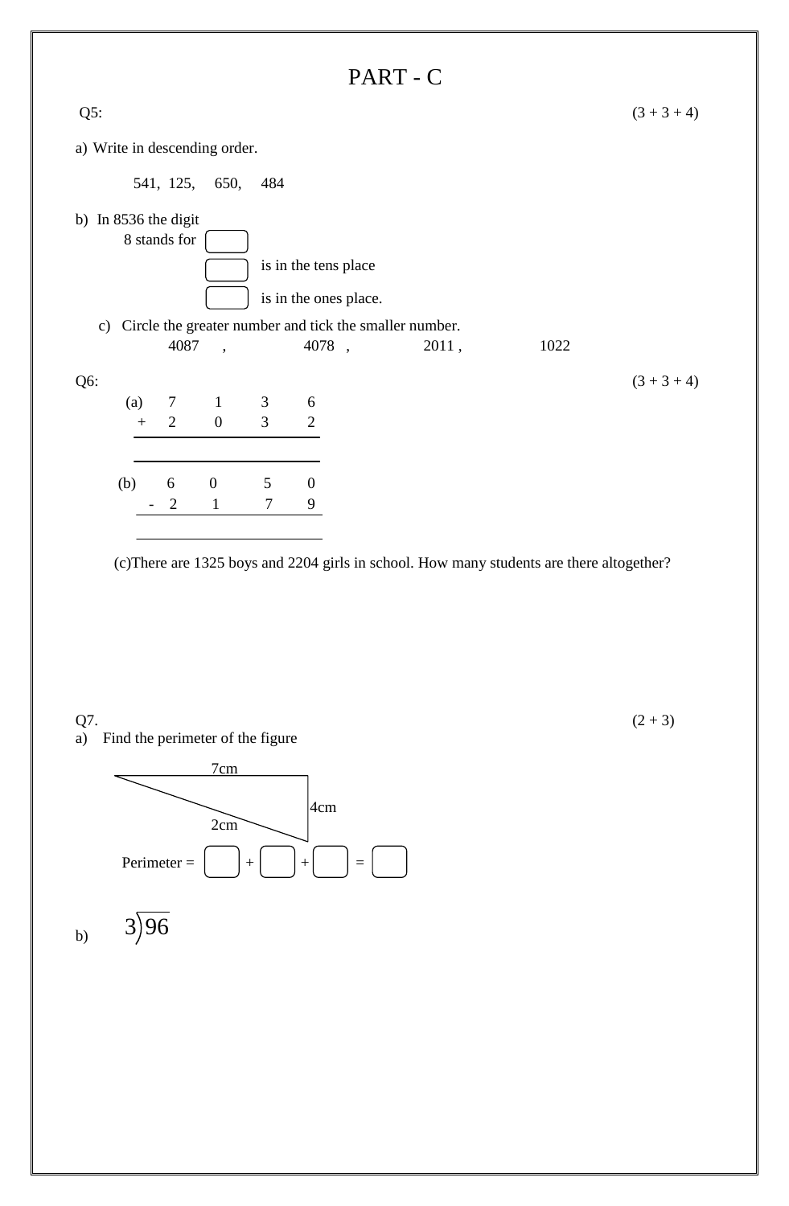# PART - C

**Q5:** (3 + 3 + 4)

a) Write in descending order.

541, 125, 650, 484

b) In 8536 the digit

8 stands for ☐

☐ is in the tens place

☐ is in the ones place.

c) Circle the greater number and tick the smaller number.

4087 , 4078 , 2011 , 1022

**Q6:** (3 + 3 + 4)

(a)

```
    7   1   3   6
+   2   0   3   2
-----------------

-----------------
```

(b)

```
    6   0   5   0
-   2   1   7   9
-----------------

-----------------
```

(c) There are 1325 boys and 2204 girls in school. How many students are there altogether?

**Q7.** (2 + 3)

a) Find the perimeter of the figure

Triangle with sides: 7cm, 4cm, 2cm

Perimeter = ☐ + ☐ + ☐ = ☐

b) $3\overline{)96}$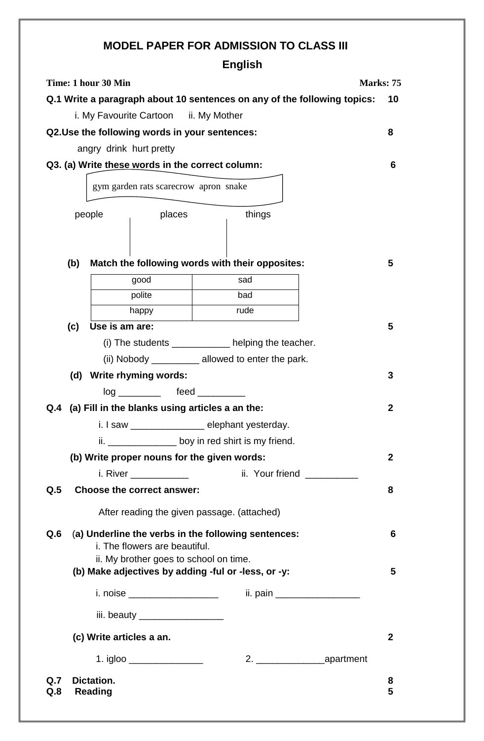# MODEL PAPER FOR ADMISSION TO CLASS III

## English

**Time: 1 hour 30 Min** **Marks: 75**

**Q.1 Write a paragraph about 10 sentences on any of the following topics: 10**

i. My Favourite Cartoon ii. My Mother

**Q2.Use the following words in your sentences: 8**

angry drink hurt pretty

**Q3. (a) Write these words in the correct column: 6**

gym garden rats scarecrow apron snake

| people | places | things |
|---|---|---|
| | | |

**(b) Match the following words with their opposites: 5**

| good | sad |
|---|---|
| polite | bad |
| happy | rude |

**(c) Use is am are: 5**

(i) The students ___________ helping the teacher.

(ii) Nobody _________ allowed to enter the park.

**(d) Write rhyming words: 3**

log ________ feed _________

**Q.4 (a) Fill in the blanks using articles a an the: 2**

i. I saw ______________ elephant yesterday.

ii. _____________ boy in red shirt is my friend.

**(b) Write proper nouns for the given words: 2**

i. River ___________ ii. Your friend __________

**Q.5 Choose the correct answer: 8**

After reading the given passage. (attached)

**Q.6 (a) Underline the verbs in the following sentences: 6**

i. The flowers are beautiful.

ii. My brother goes to school on time.

**(b) Make adjectives by adding -ful or -less, or -y: 5**

i. noise _________________ ii. pain ________________

iii. beauty ________________

**(c) Write articles a an. 2**

1. igloo ______________ 2. _____________apartment

**Q.7 Dictation. 8**

**Q.8 Reading 5**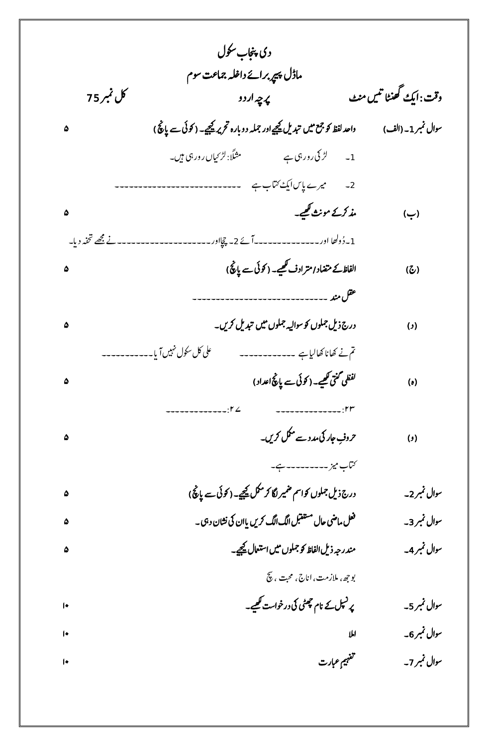# دی پنجاب سکول

## ماڈل پیپر برائے داخلہ جماعت سوم

**وقت: ایک گھنٹا تیس منٹ** | **پرچہ اردو** | **کل نمبر 75**

**سوال نمبر1۔ (الف)** واحد لفظ کو جمع میں تبدیل کیجیے اور جملہ دوبارہ تحریر کیجیے۔ (کوئی سے پانچ) ۵

1۔ لڑکی رو رہی ہے مثلاً: لڑکیاں رو رہی ہیں۔

2۔ میرے پاس ایک کتاب ہے -------------------------

**(ب)** مذکر کے مونث لکھیے۔ ۵

1۔ دُولھا اور --------------آئے 2۔ چچا اور ---------------------- نے مجھے تحفہ دیا۔

**(ج)** الفاظ کے متضاد/مترادف لکھیے۔ (کوئی سے پانچ) ۵

عقل مند ----------------------------

**(د)** درج ذیل جملوں کو سوالیہ جملوں میں تبدیل کریں۔ ۵

تم نے کھانا کھالیا ہے ------------ علی کل سکول نہیں آیا ------------

**(ہ)** لفظی گنتی لکھیے۔ (کوئی سے پانچ اعداد) ۵

۲۳: -------------- ۲۷: -------------

**(و)** حروفِ جار کی مدد سے مکمل کریں۔ ۵

کتاب میز ---------- ہے۔

**سوال نمبر2۔** درج ذیل جملوں کو اسم ضمیر لگا کر مکمل کیجیے۔ (کوئی سے پانچ) ۵

**سوال نمبر3۔** فعل ماضی حال مستقبل الگ الگ کریں یا ان کی نشان دہی۔ ۵

**سوال نمبر4۔** مندرجہ ذیل الفاظ کو جملوں میں استعمال کیجیے۔ ۵

بوجھ، ملازمت، اناج، محبت، سچ

**سوال نمبر5۔** پرنسپل کے نام چھٹی کی درخواست لکھیے۔ ۱۰

**سوال نمبر6۔** املا ۱۰

**سوال نمبر7۔** تفہیم عبارت ۱۰